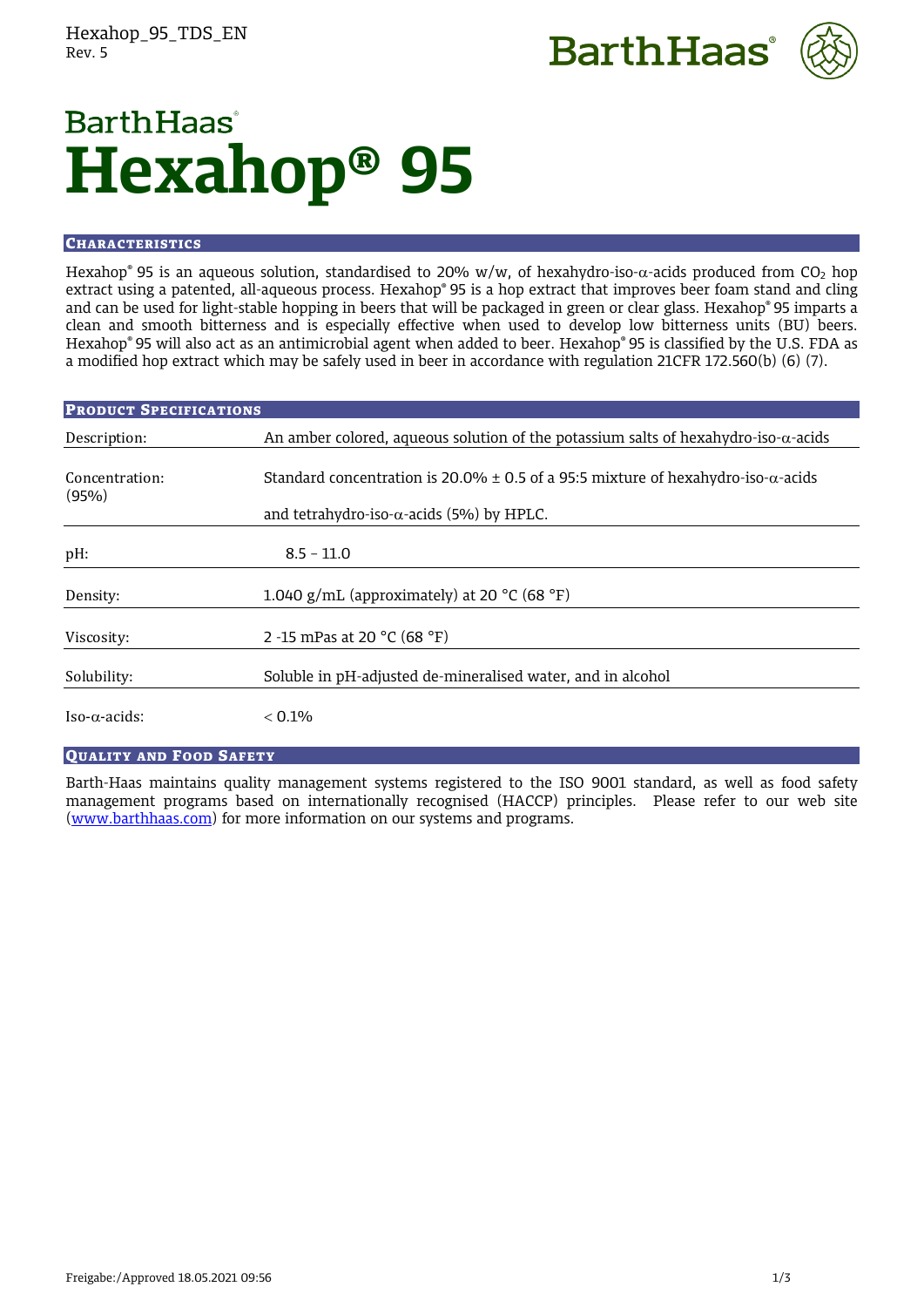# BarthHaas Hexahop® 95

## Characteristics

Hexahop® 95 is an aqueous solution, standardised to 20% w/w, of hexahydro-iso-α-acids produced from $CO_2$ hop extract using a patented, all-aqueous process. Hexahop® 95 is a hop extract that improves beer foam stand and cling and can be used for light-stable hopping in beers that will be packaged in green or clear glass. Hexahop® 95 imparts a clean and smooth bitterness and is especially effective when used to develop low bitterness units (BU) beers. Hexahop® 95 will also act as an antimicrobial agent when added to beer. Hexahop® 95 is classified by the U.S. FDA as a modified hop extract which may be safely used in beer in accordance with regulation 21CFR 172.560(b) (6) (7).

## Product Specifications

| | |
|---|---|
| Description: | An amber colored, aqueous solution of the potassium salts of hexahydro-iso-α-acids |
| Concentration: (95%) | Standard concentration is 20.0% ± 0.5 of a 95:5 mixture of hexahydro-iso-α-acids and tetrahydro-iso-α-acids (5%) by HPLC. |
| pH: | 8.5 – 11.0 |
| Density: | 1.040 g/mL (approximately) at 20 °C (68 °F) |
| Viscosity: | 2 -15 mPas at 20 °C (68 °F) |
| Solubility: | Soluble in pH-adjusted de-mineralised water, and in alcohol |
| Iso-α-acids: | < 0.1% |

## Quality and Food Safety

Barth-Haas maintains quality management systems registered to the ISO 9001 standard, as well as food safety management programs based on internationally recognised (HACCP) principles. Please refer to our web site (www.barthhaas.com) for more information on our systems and programs.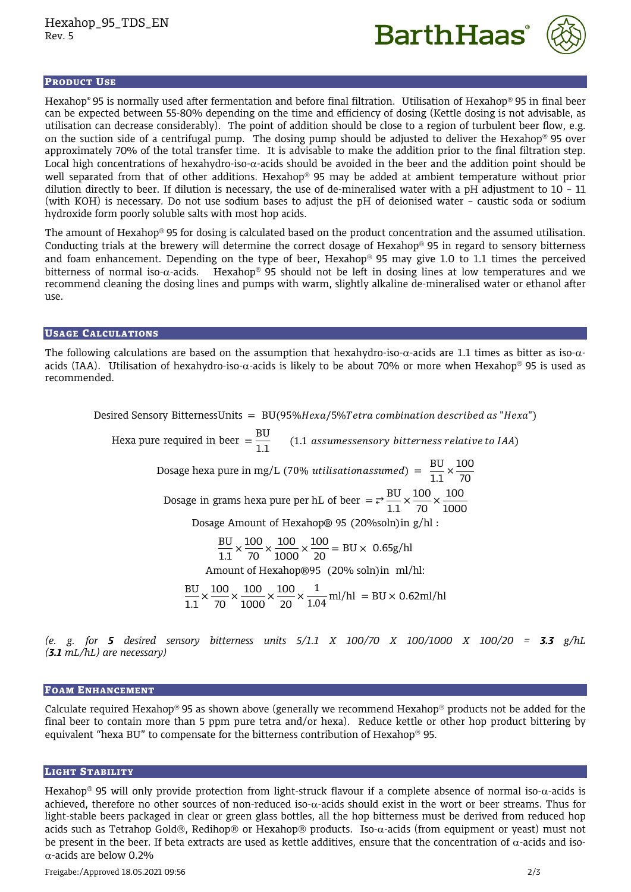## Product Use

Hexahop® 95 is normally used after fermentation and before final filtration. Utilisation of Hexahop® 95 in final beer can be expected between 55-80% depending on the time and efficiency of dosing (Kettle dosing is not advisable, as utilisation can decrease considerably). The point of addition should be close to a region of turbulent beer flow, e.g. on the suction side of a centrifugal pump. The dosing pump should be adjusted to deliver the Hexahop® 95 over approximately 70% of the total transfer time. It is advisable to make the addition prior to the final filtration step. Local high concentrations of hexahydro-iso-α-acids should be avoided in the beer and the addition point should be well separated from that of other additions. Hexahop® 95 may be added at ambient temperature without prior dilution directly to beer. If dilution is necessary, the use of de-mineralised water with a pH adjustment to 10 – 11 (with KOH) is necessary. Do not use sodium bases to adjust the pH of deionised water – caustic soda or sodium hydroxide form poorly soluble salts with most hop acids.

The amount of Hexahop® 95 for dosing is calculated based on the product concentration and the assumed utilisation. Conducting trials at the brewery will determine the correct dosage of Hexahop® 95 in regard to sensory bitterness and foam enhancement. Depending on the type of beer, Hexahop® 95 may give 1.0 to 1.1 times the perceived bitterness of normal iso-α-acids. Hexahop® 95 should not be left in dosing lines at low temperatures and we recommend cleaning the dosing lines and pumps with warm, slightly alkaline de-mineralised water or ethanol after use.

## Usage Calculations

The following calculations are based on the assumption that hexahydro-iso-α-acids are 1.1 times as bitter as iso-α-acids (IAA). Utilisation of hexahydro-iso-α-acids is likely to be about 70% or more when Hexahop® 95 is used as recommended.

$$\text{Desired Sensory BitternessUnits} = \text{BU}(95\%\mathit{Hexa}/5\%\mathit{Tetra\ combination\ described\ as\ "Hexa"})$$

$$\text{Hexa pure required in beer} = \frac{\text{BU}}{1.1} \quad (1.1\ \mathit{assumessensory\ bitterness\ relative\ to\ IAA})$$

$$\text{Dosage hexa pure in mg/L } (70\%\ \mathit{utilisationassumed}) = \frac{\text{BU}}{1.1} \times \frac{100}{70}$$

$$\text{Dosage in grams hexa pure per hL of beer} = \rightleftarrows \frac{\text{BU}}{1.1} \times \frac{100}{70} \times \frac{100}{1000}$$

$$\text{Dosage Amount of Hexahop® 95 (20\%soln)in g/hl :}$$

$$\frac{\text{BU}}{1.1} \times \frac{100}{70} \times \frac{100}{1000} \times \frac{100}{20} = \text{BU} \times\ 0.65\text{g/hl}$$

$$\text{Amount of Hexahop®95 (20\% soln)in ml/hl:}$$

$$\frac{\text{BU}}{1.1} \times \frac{100}{70} \times \frac{100}{1000} \times \frac{100}{20} \times \frac{1}{1.04}\text{ml/hl} = \text{BU} \times 0.62\text{ml/hl}$$

*(e. g. for **5** desired sensory bitterness units 5/1.1 X 100/70 X 100/1000 X 100/20 = **3.3** g/hL (**3.1** mL/hL) are necessary)*

## Foam Enhancement

Calculate required Hexahop® 95 as shown above (generally we recommend Hexahop® products not be added for the final beer to contain more than 5 ppm pure tetra and/or hexa). Reduce kettle or other hop product bittering by equivalent "hexa BU" to compensate for the bitterness contribution of Hexahop® 95.

## Light Stability

Hexahop® 95 will only provide protection from light-struck flavour if a complete absence of normal iso-α-acids is achieved, therefore no other sources of non-reduced iso-α-acids should exist in the wort or beer streams. Thus for light-stable beers packaged in clear or green glass bottles, all the hop bitterness must be derived from reduced hop acids such as Tetrahop Gold®, Redihop® or Hexahop® products. Iso-α-acids (from equipment or yeast) must not be present in the beer. If beta extracts are used as kettle additives, ensure that the concentration of α-acids and iso-α-acids are below 0.2%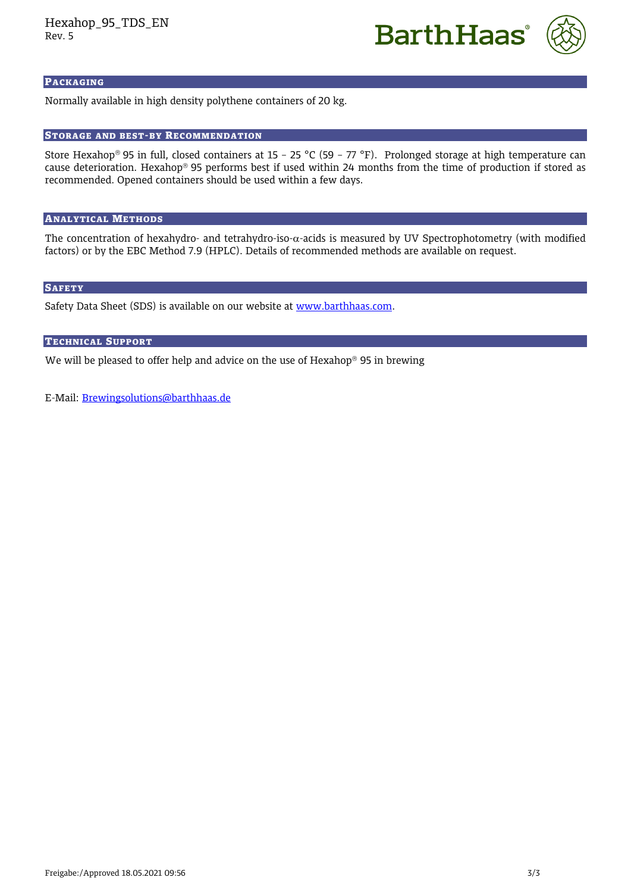## Packaging

Normally available in high density polythene containers of 20 kg.

## Storage and best-by Recommendation

Store Hexahop® 95 in full, closed containers at 15 – 25 °C (59 – 77 °F). Prolonged storage at high temperature can cause deterioration. Hexahop® 95 performs best if used within 24 months from the time of production if stored as recommended. Opened containers should be used within a few days.

## Analytical Methods

The concentration of hexahydro- and tetrahydro-iso-$\alpha$-acids is measured by UV Spectrophotometry (with modified factors) or by the EBC Method 7.9 (HPLC). Details of recommended methods are available on request.

## Safety

Safety Data Sheet (SDS) is available on our website at www.barthhaas.com.

## Technical Support

We will be pleased to offer help and advice on the use of Hexahop® 95 in brewing

E-Mail: Brewingsolutions@barthhaas.de

Freigabe:/Approved 18.05.2021 09:56